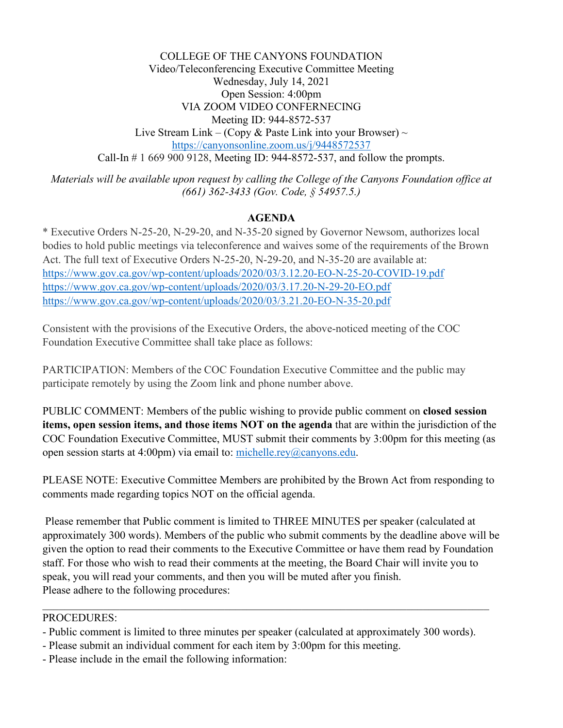COLLEGE OF THE CANYONS FOUNDATION
Video/Teleconferencing Executive Committee Meeting
Wednesday, July 14, 2021
Open Session: 4:00pm
VIA ZOOM VIDEO CONFERENCING
Meeting ID: 944-8572-537
Live Stream Link – (Copy & Paste Link into your Browser) ~
https://canyonsonline.zoom.us/j/9448572537
Call-In # 1 669 900 9128, Meeting ID: 944-8572-537, and follow the prompts.

*Materials will be available upon request by calling the College of the Canyons Foundation office at (661) 362-3433 (Gov. Code, § 54957.5.)*

## AGENDA

* Executive Orders N-25-20, N-29-20, and N-35-20 signed by Governor Newsom, authorizes local bodies to hold public meetings via teleconference and waives some of the requirements of the Brown Act. The full text of Executive Orders N-25-20, N-29-20, and N-35-20 are available at:
https://www.gov.ca.gov/wp-content/uploads/2020/03/3.12.20-EO-N-25-20-COVID-19.pdf
https://www.gov.ca.gov/wp-content/uploads/2020/03/3.17.20-N-29-20-EO.pdf
https://www.gov.ca.gov/wp-content/uploads/2020/03/3.21.20-EO-N-35-20.pdf

Consistent with the provisions of the Executive Orders, the above-noticed meeting of the COC Foundation Executive Committee shall take place as follows:

PARTICIPATION: Members of the COC Foundation Executive Committee and the public may participate remotely by using the Zoom link and phone number above.

PUBLIC COMMENT: Members of the public wishing to provide public comment on **closed session items, open session items, and those items NOT on the agenda** that are within the jurisdiction of the COC Foundation Executive Committee, MUST submit their comments by 3:00pm for this meeting (as open session starts at 4:00pm) via email to: michelle.rey@canyons.edu.

PLEASE NOTE: Executive Committee Members are prohibited by the Brown Act from responding to comments made regarding topics NOT on the official agenda.

Please remember that Public comment is limited to THREE MINUTES per speaker (calculated at approximately 300 words). Members of the public who submit comments by the deadline above will be given the option to read their comments to the Executive Committee or have them read by Foundation staff. For those who wish to read their comments at the meeting, the Board Chair will invite you to speak, you will read your comments, and then you will be muted after you finish.
Please adhere to the following procedures:

---

PROCEDURES:

- Public comment is limited to three minutes per speaker (calculated at approximately 300 words).
- Please submit an individual comment for each item by 3:00pm for this meeting.
- Please include in the email the following information: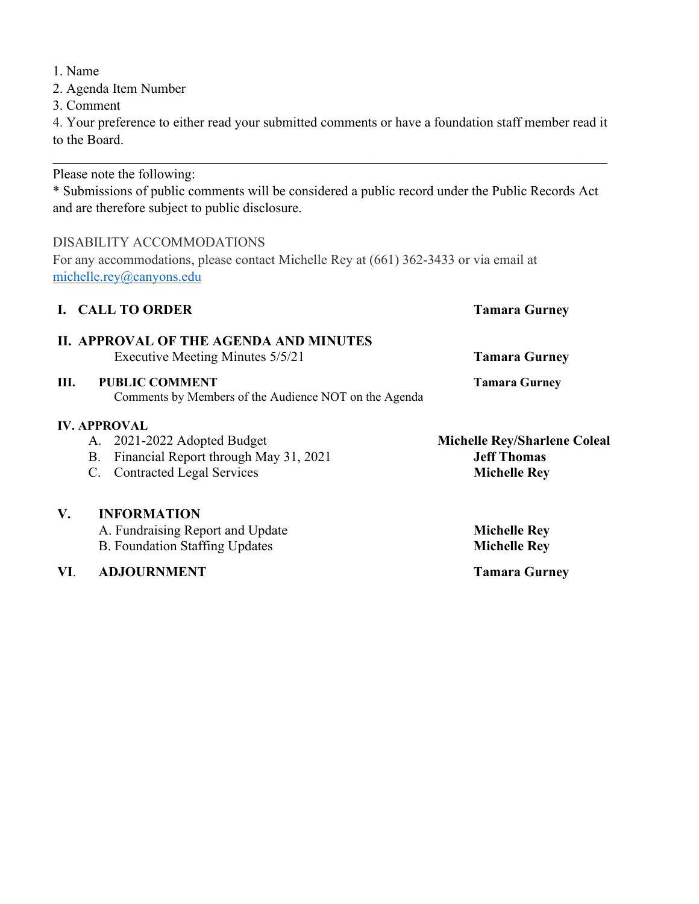1. Name
2. Agenda Item Number
3. Comment
4. Your preference to either read your submitted comments or have a foundation staff member read it to the Board.

---

Please note the following:
* Submissions of public comments will be considered a public record under the Public Records Act and are therefore subject to public disclosure.

DISABILITY ACCOMMODATIONS
For any accommodations, please contact Michelle Rey at (661) 362-3433 or via email at [michelle.rey@canyons.edu](mailto:michelle.rey@canyons.edu)

| | |
|---|---|
| **I. CALL TO ORDER** | **Tamara Gurney** |
| **II. APPROVAL OF THE AGENDA AND MINUTES** | |
| Executive Meeting Minutes 5/5/21 | **Tamara Gurney** |
| **III. PUBLIC COMMENT** | **Tamara Gurney** |
| Comments by Members of the Audience NOT on the Agenda | |
| **IV. APPROVAL** | |
| A. 2021-2022 Adopted Budget | **Michelle Rey/Sharlene Coleal** |
| B. Financial Report through May 31, 2021 | **Jeff Thomas** |
| C. Contracted Legal Services | **Michelle Rey** |
| **V. INFORMATION** | |
| A. Fundraising Report and Update | **Michelle Rey** |
| B. Foundation Staffing Updates | **Michelle Rey** |
| **VI. ADJOURNMENT** | **Tamara Gurney** |